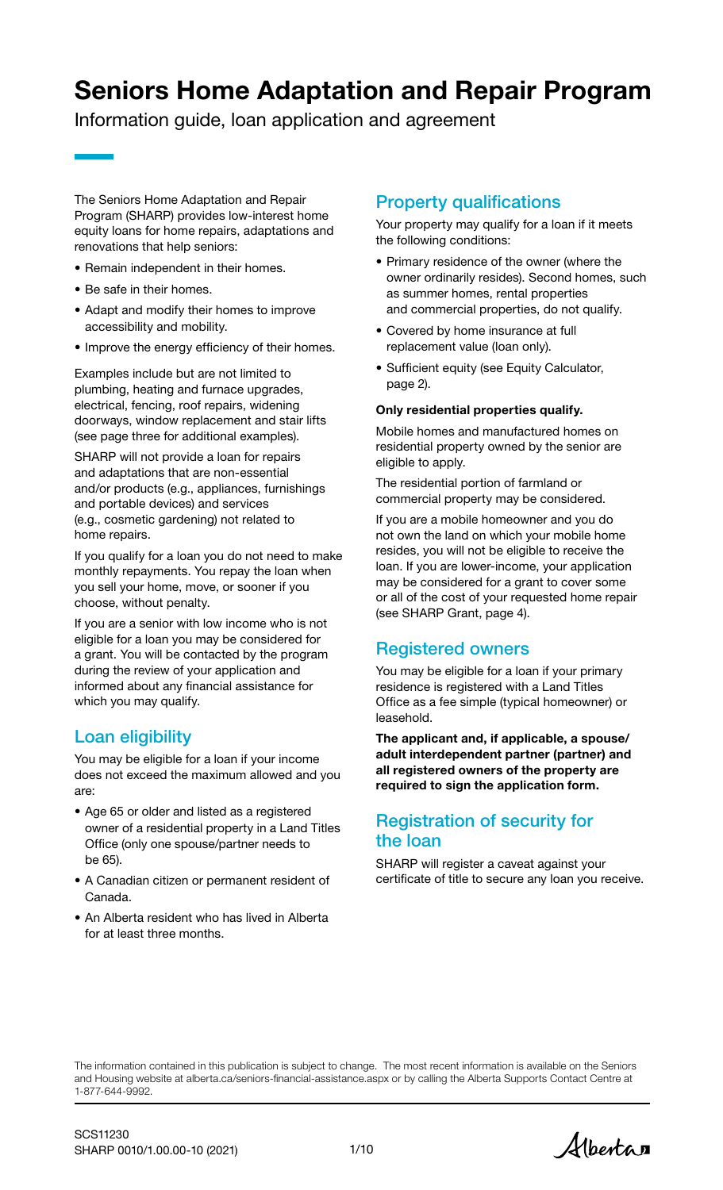# Seniors Home Adaptation and Repair Program

Information guide, loan application and agreement

The Seniors Home Adaptation and Repair Program (SHARP) provides low-interest home equity loans for home repairs, adaptations and renovations that help seniors:

- Remain independent in their homes.
- Be safe in their homes.
- Adapt and modify their homes to improve accessibility and mobility.
- Improve the energy efficiency of their homes.

Examples include but are not limited to plumbing, heating and furnace upgrades, electrical, fencing, roof repairs, widening doorways, window replacement and stair lifts (see page three for additional examples).

SHARP will not provide a loan for repairs and adaptations that are non-essential and/or products (e.g., appliances, furnishings and portable devices) and services (e.g., cosmetic gardening) not related to home repairs.

If you qualify for a loan you do not need to make monthly repayments. You repay the loan when you sell your home, move, or sooner if you choose, without penalty.

If you are a senior with low income who is not eligible for a loan you may be considered for a grant. You will be contacted by the program during the review of your application and informed about any financial assistance for which you may qualify.

## Loan eligibility

You may be eligible for a loan if your income does not exceed the maximum allowed and you are:

- Age 65 or older and listed as a registered owner of a residential property in a Land Titles Office (only one spouse/partner needs to be 65).
- A Canadian citizen or permanent resident of Canada.
- An Alberta resident who has lived in Alberta for at least three months.

## Property qualifications

Your property may qualify for a loan if it meets the following conditions:

- Primary residence of the owner (where the owner ordinarily resides). Second homes, such as summer homes, rental properties and commercial properties, do not qualify.
- Covered by home insurance at full replacement value (loan only).
- Sufficient equity (see Equity Calculator, page 2).

**Only residential properties qualify.**

Mobile homes and manufactured homes on residential property owned by the senior are eligible to apply.

The residential portion of farmland or commercial property may be considered.

If you are a mobile homeowner and you do not own the land on which your mobile home resides, you will not be eligible to receive the loan. If you are lower-income, your application may be considered for a grant to cover some or all of the cost of your requested home repair (see SHARP Grant, page 4).

## Registered owners

You may be eligible for a loan if your primary residence is registered with a Land Titles Office as a fee simple (typical homeowner) or leasehold.

**The applicant and, if applicable, a spouse/adult interdependent partner (partner) and all registered owners of the property are required to sign the application form.**

## Registration of security for the loan

SHARP will register a caveat against your certificate of title to secure any loan you receive.

The information contained in this publication is subject to change. The most recent information is available on the Seniors and Housing website at alberta.ca/seniors-financial-assistance.aspx or by calling the Alberta Supports Contact Centre at 1-877-644-9992.

SCS11230
SHARP 0010/1.00.00-10 (2021)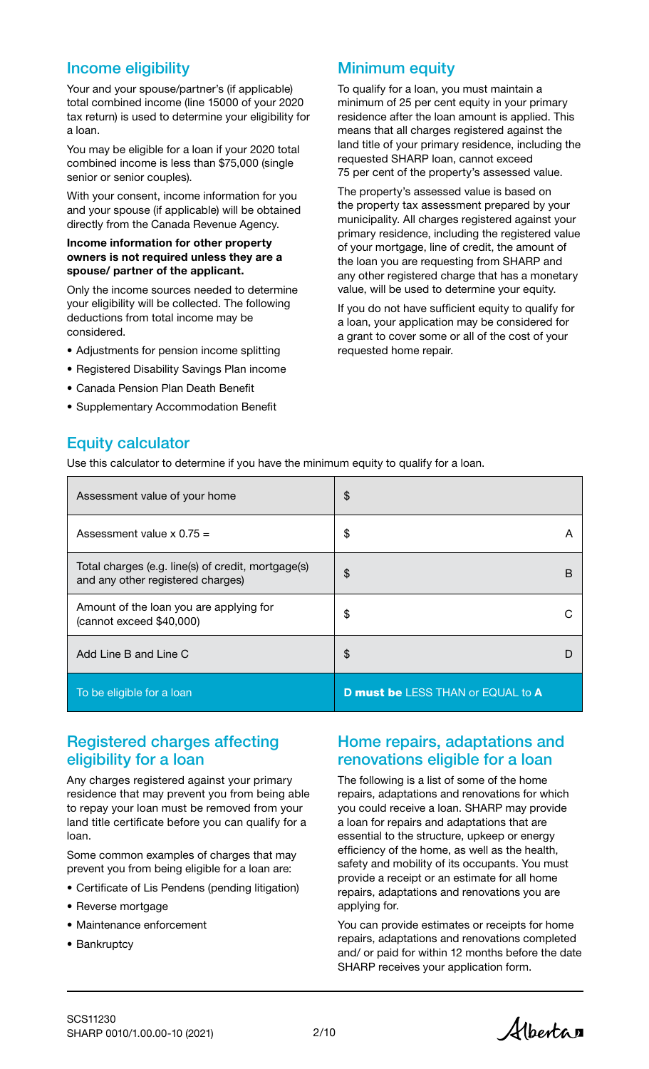## Income eligibility

Your and your spouse/partner's (if applicable) total combined income (line 15000 of your 2020 tax return) is used to determine your eligibility for a loan.

You may be eligible for a loan if your 2020 total combined income is less than $75,000 (single senior or senior couples).

With your consent, income information for you and your spouse (if applicable) will be obtained directly from the Canada Revenue Agency.

**Income information for other property owners is not required unless they are a spouse/ partner of the applicant.**

Only the income sources needed to determine your eligibility will be collected. The following deductions from total income may be considered.

- Adjustments for pension income splitting
- Registered Disability Savings Plan income
- Canada Pension Plan Death Benefit
- Supplementary Accommodation Benefit

## Minimum equity

To qualify for a loan, you must maintain a minimum of 25 per cent equity in your primary residence after the loan amount is applied. This means that all charges registered against the land title of your primary residence, including the requested SHARP loan, cannot exceed 75 per cent of the property's assessed value.

The property's assessed value is based on the property tax assessment prepared by your municipality. All charges registered against your primary residence, including the registered value of your mortgage, line of credit, the amount of the loan you are requesting from SHARP and any other registered charge that has a monetary value, will be used to determine your equity.

If you do not have sufficient equity to qualify for a loan, your application may be considered for a grant to cover some or all of the cost of your requested home repair.

## Equity calculator

Use this calculator to determine if you have the minimum equity to qualify for a loan.

| | |
|---|---|
| Assessment value of your home | $ |
| Assessment value x 0.75 = | $ A |
| Total charges (e.g. line(s) of credit, mortgage(s) and any other registered charges) | $ B |
| Amount of the loan you are applying for (cannot exceed $40,000) | $ C |
| Add Line B and Line C | $ D |
| To be eligible for a loan | **D must be** LESS THAN or EQUAL to **A** |

## Registered charges affecting eligibility for a loan

Any charges registered against your primary residence that may prevent you from being able to repay your loan must be removed from your land title certificate before you can qualify for a loan.

Some common examples of charges that may prevent you from being eligible for a loan are:

- Certificate of Lis Pendens (pending litigation)
- Reverse mortgage
- Maintenance enforcement
- Bankruptcy

## Home repairs, adaptations and renovations eligible for a loan

The following is a list of some of the home repairs, adaptations and renovations for which you could receive a loan. SHARP may provide a loan for repairs and adaptations that are essential to the structure, upkeep or energy efficiency of the home, as well as the health, safety and mobility of its occupants. You must provide a receipt or an estimate for all home repairs, adaptations and renovations you are applying for.

You can provide estimates or receipts for home repairs, adaptations and renovations completed and/ or paid for within 12 months before the date SHARP receives your application form.

SCS11230
SHARP 0010/1.00.00-10 (2021)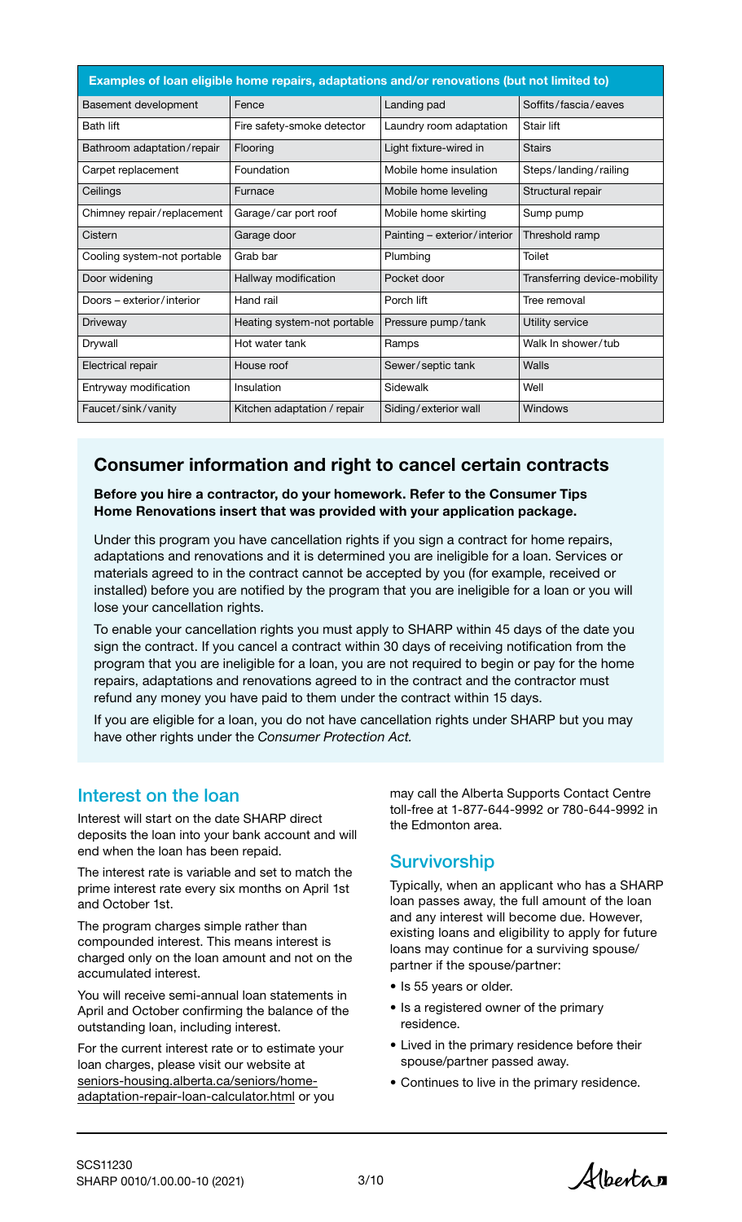| Examples of loan eligible home repairs, adaptations and/or renovations (but not limited to) | | | |
|---|---|---|---|
| Basement development | Fence | Landing pad | Soffits/fascia/eaves |
| Bath lift | Fire safety-smoke detector | Laundry room adaptation | Stair lift |
| Bathroom adaptation/repair | Flooring | Light fixture-wired in | Stairs |
| Carpet replacement | Foundation | Mobile home insulation | Steps/landing/railing |
| Ceilings | Furnace | Mobile home leveling | Structural repair |
| Chimney repair/replacement | Garage/car port roof | Mobile home skirting | Sump pump |
| Cistern | Garage door | Painting – exterior/interior | Threshold ramp |
| Cooling system-not portable | Grab bar | Plumbing | Toilet |
| Door widening | Hallway modification | Pocket door | Transferring device-mobility |
| Doors – exterior/interior | Hand rail | Porch lift | Tree removal |
| Driveway | Heating system-not portable | Pressure pump/tank | Utility service |
| Drywall | Hot water tank | Ramps | Walk In shower/tub |
| Electrical repair | House roof | Sewer/septic tank | Walls |
| Entryway modification | Insulation | Sidewalk | Well |
| Faucet/sink/vanity | Kitchen adaptation / repair | Siding/exterior wall | Windows |

## Consumer information and right to cancel certain contracts

**Before you hire a contractor, do your homework. Refer to the Consumer Tips Home Renovations insert that was provided with your application package.**

Under this program you have cancellation rights if you sign a contract for home repairs, adaptations and renovations and it is determined you are ineligible for a loan. Services or materials agreed to in the contract cannot be accepted by you (for example, received or installed) before you are notified by the program that you are ineligible for a loan or you will lose your cancellation rights.

To enable your cancellation rights you must apply to SHARP within 45 days of the date you sign the contract. If you cancel a contract within 30 days of receiving notification from the program that you are ineligible for a loan, you are not required to begin or pay for the home repairs, adaptations and renovations agreed to in the contract and the contractor must refund any money you have paid to them under the contract within 15 days.

If you are eligible for a loan, you do not have cancellation rights under SHARP but you may have other rights under the *Consumer Protection Act.*

## Interest on the loan

Interest will start on the date SHARP direct deposits the loan into your bank account and will end when the loan has been repaid.

The interest rate is variable and set to match the prime interest rate every six months on April 1st and October 1st.

The program charges simple rather than compounded interest. This means interest is charged only on the loan amount and not on the accumulated interest.

You will receive semi-annual loan statements in April and October confirming the balance of the outstanding loan, including interest.

For the current interest rate or to estimate your loan charges, please visit our website at seniors-housing.alberta.ca/seniors/home-adaptation-repair-loan-calculator.html or you may call the Alberta Supports Contact Centre toll-free at 1-877-644-9992 or 780-644-9992 in the Edmonton area.

## Survivorship

Typically, when an applicant who has a SHARP loan passes away, the full amount of the loan and any interest will become due. However, existing loans and eligibility to apply for future loans may continue for a surviving spouse/partner if the spouse/partner:

- Is 55 years or older.
- Is a registered owner of the primary residence.
- Lived in the primary residence before their spouse/partner passed away.
- Continues to live in the primary residence.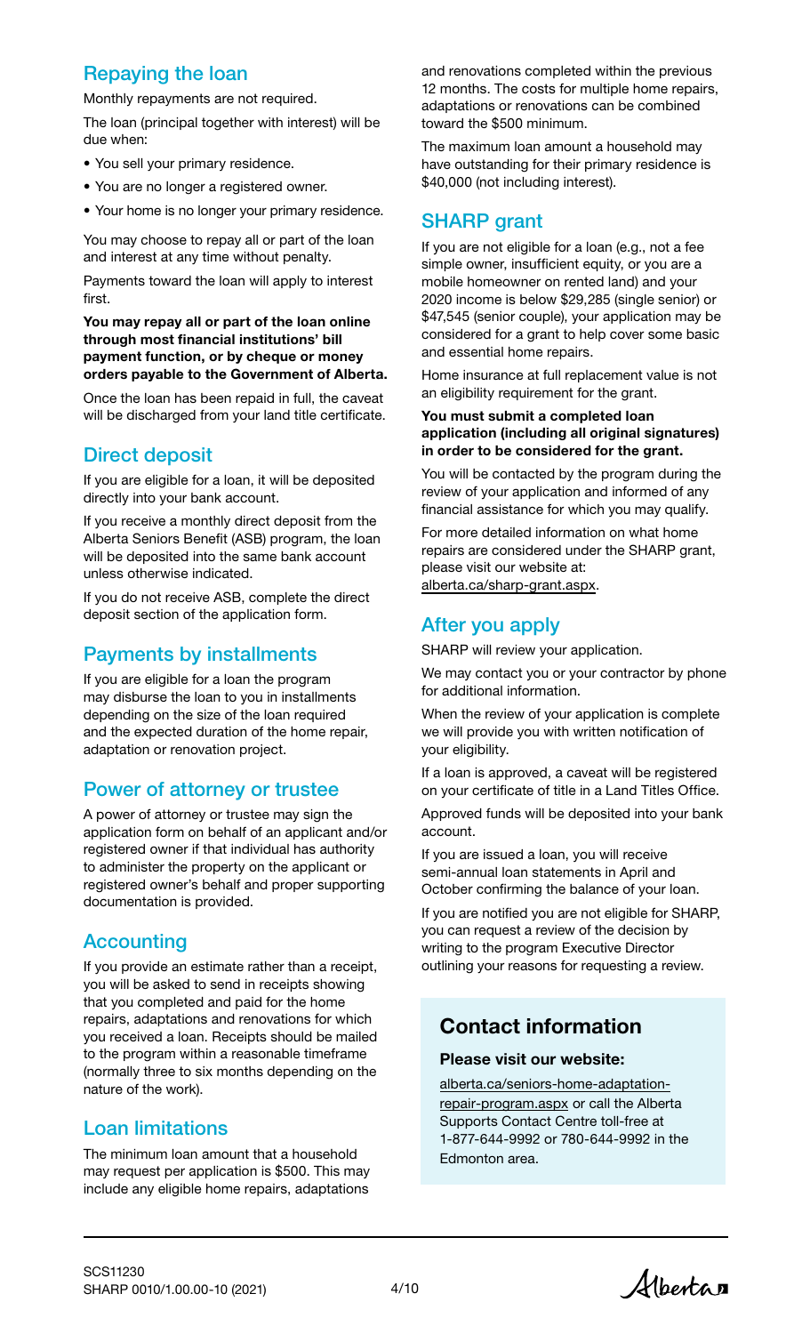## Repaying the loan

Monthly repayments are not required.

The loan (principal together with interest) will be due when:

- You sell your primary residence.
- You are no longer a registered owner.
- Your home is no longer your primary residence.

You may choose to repay all or part of the loan and interest at any time without penalty.

Payments toward the loan will apply to interest first.

**You may repay all or part of the loan online through most financial institutions' bill payment function, or by cheque or money orders payable to the Government of Alberta.**

Once the loan has been repaid in full, the caveat will be discharged from your land title certificate.

## Direct deposit

If you are eligible for a loan, it will be deposited directly into your bank account.

If you receive a monthly direct deposit from the Alberta Seniors Benefit (ASB) program, the loan will be deposited into the same bank account unless otherwise indicated.

If you do not receive ASB, complete the direct deposit section of the application form.

## Payments by installments

If you are eligible for a loan the program may disburse the loan to you in installments depending on the size of the loan required and the expected duration of the home repair, adaptation or renovation project.

## Power of attorney or trustee

A power of attorney or trustee may sign the application form on behalf of an applicant and/or registered owner if that individual has authority to administer the property on the applicant or registered owner's behalf and proper supporting documentation is provided.

## Accounting

If you provide an estimate rather than a receipt, you will be asked to send in receipts showing that you completed and paid for the home repairs, adaptations and renovations for which you received a loan. Receipts should be mailed to the program within a reasonable timeframe (normally three to six months depending on the nature of the work).

## Loan limitations

The minimum loan amount that a household may request per application is $500. This may include any eligible home repairs, adaptations and renovations completed within the previous 12 months. The costs for multiple home repairs, adaptations or renovations can be combined toward the $500 minimum.

The maximum loan amount a household may have outstanding for their primary residence is $40,000 (not including interest).

## SHARP grant

If you are not eligible for a loan (e.g., not a fee simple owner, insufficient equity, or you are a mobile homeowner on rented land) and your 2020 income is below $29,285 (single senior) or $47,545 (senior couple), your application may be considered for a grant to help cover some basic and essential home repairs.

Home insurance at full replacement value is not an eligibility requirement for the grant.

**You must submit a completed loan application (including all original signatures) in order to be considered for the grant.**

You will be contacted by the program during the review of your application and informed of any financial assistance for which you may qualify.

For more detailed information on what home repairs are considered under the SHARP grant, please visit our website at: alberta.ca/sharp-grant.aspx.

## After you apply

SHARP will review your application.

We may contact you or your contractor by phone for additional information.

When the review of your application is complete we will provide you with written notification of your eligibility.

If a loan is approved, a caveat will be registered on your certificate of title in a Land Titles Office.

Approved funds will be deposited into your bank account.

If you are issued a loan, you will receive semi-annual loan statements in April and October confirming the balance of your loan.

If you are notified you are not eligible for SHARP, you can request a review of the decision by writing to the program Executive Director outlining your reasons for requesting a review.

## Contact information

**Please visit our website:**

alberta.ca/seniors-home-adaptation-repair-program.aspx or call the Alberta Supports Contact Centre toll-free at 1-877-644-9992 or 780-644-9992 in the Edmonton area.

SCS11230
SHARP 0010/1.00.00-10 (2021)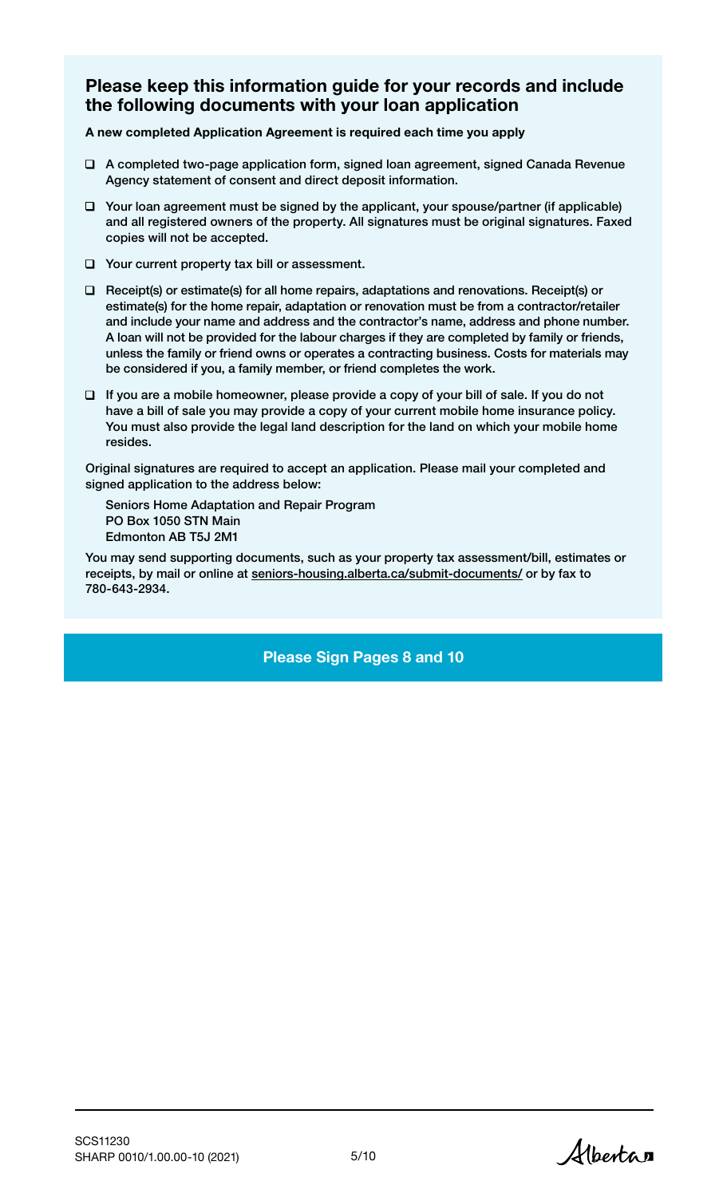## Please keep this information guide for your records and include the following documents with your loan application

**A new completed Application Agreement is required each time you apply**

- ❑ A completed two-page application form, signed loan agreement, signed Canada Revenue Agency statement of consent and direct deposit information.
- ❑ Your loan agreement must be signed by the applicant, your spouse/partner (if applicable) and all registered owners of the property. All signatures must be original signatures. Faxed copies will not be accepted.
- ❑ Your current property tax bill or assessment.
- ❑ Receipt(s) or estimate(s) for all home repairs, adaptations and renovations. Receipt(s) or estimate(s) for the home repair, adaptation or renovation must be from a contractor/retailer and include your name and address and the contractor's name, address and phone number. A loan will not be provided for the labour charges if they are completed by family or friends, unless the family or friend owns or operates a contracting business. Costs for materials may be considered if you, a family member, or friend completes the work.
- ❑ If you are a mobile homeowner, please provide a copy of your bill of sale. If you do not have a bill of sale you may provide a copy of your current mobile home insurance policy. You must also provide the legal land description for the land on which your mobile home resides.

Original signatures are required to accept an application. Please mail your completed and signed application to the address below:

Seniors Home Adaptation and Repair Program
PO Box 1050 STN Main
Edmonton AB T5J 2M1

You may send supporting documents, such as your property tax assessment/bill, estimates or receipts, by mail or online at seniors-housing.alberta.ca/submit-documents/ or by fax to 780-643-2934.

**Please Sign Pages 8 and 10**

SCS11230
SHARP 0010/1.00.00-10 (2021)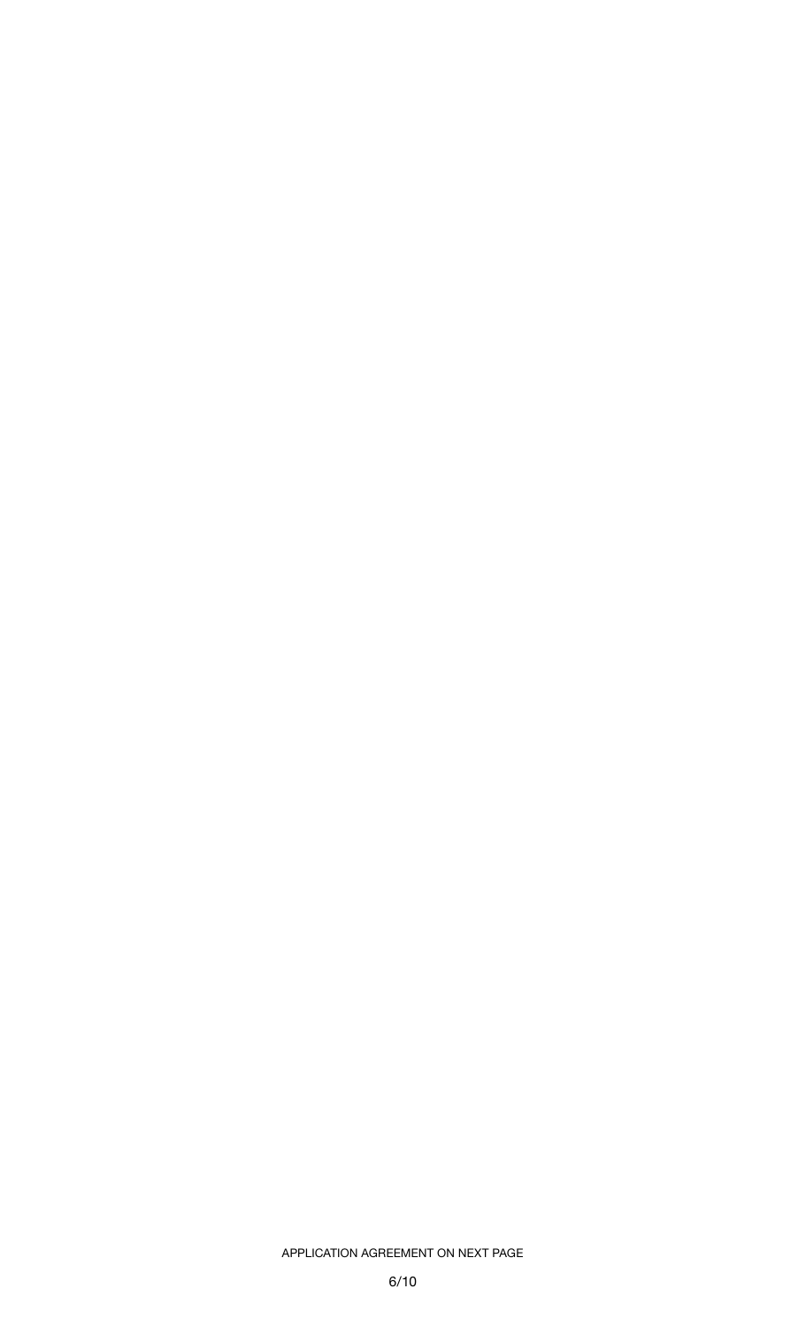APPLICATION AGREEMENT ON NEXT PAGE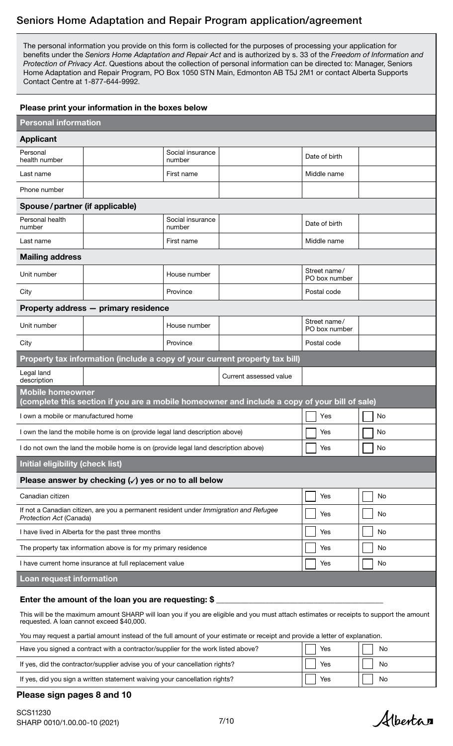# Seniors Home Adaptation and Repair Program application/agreement

The personal information you provide on this form is collected for the purposes of processing your application for benefits under the *Seniors Home Adaptation and Repair Act* and is authorized by s. 33 of the *Freedom of Information and Protection of Privacy Act*. Questions about the collection of personal information can be directed to: Manager, Seniors Home Adaptation and Repair Program, PO Box 1050 STN Main, Edmonton AB T5J 2M1 or contact Alberta Supports Contact Centre at 1-877-644-9992.

**Please print your information in the boxes below**

## Personal information

### Applicant

| Personal health number | | Social insurance number | | Date of birth | |
|---|---|---|---|---|---|
| Last name | | First name | | Middle name | |
| Phone number | | | | | |

### Spouse/partner (if applicable)

| Personal health number | | Social insurance number | | Date of birth | |
|---|---|---|---|---|---|
| Last name | | First name | | Middle name | |

### Mailing address

| Unit number | | House number | | Street name/ PO box number | |
|---|---|---|---|---|---|
| City | | Province | | Postal code | |

### Property address — primary residence

| Unit number | | House number | | Street name/ PO box number | |
|---|---|---|---|---|---|
| City | | Province | | Postal code | |

## Property tax information (include a copy of your current property tax bill)

| Legal land description | | Current assessed value | |
|---|---|---|---|

## Mobile homeowner

**(complete this section if you are a mobile homeowner and include a copy of your bill of sale)**

| | | |
|---|---|---|
| I own a mobile or manufactured home | ☐ Yes | ☐ No |
| I own the land the mobile home is on (provide legal land description above) | ☐ Yes | ☐ No |
| I do not own the land the mobile home is on (provide legal land description above) | ☐ Yes | ☐ No |

## Initial eligibility (check list)

### Please answer by checking (✓) yes or no to all below

| | | |
|---|---|---|
| Canadian citizen | ☐ Yes | ☐ No |
| If not a Canadian citizen, are you a permanent resident under *Immigration and Refugee Protection Act* (Canada) | ☐ Yes | ☐ No |
| I have lived in Alberta for the past three months | ☐ Yes | ☐ No |
| The property tax information above is for my primary residence | ☐ Yes | ☐ No |
| I have current home insurance at full replacement value | ☐ Yes | ☐ No |

## Loan request information

**Enter the amount of the loan you are requesting: $ ____________________**

This will be the maximum amount SHARP will loan you if you are eligible and you must attach estimates or receipts to support the amount requested. A loan cannot exceed $40,000.

You may request a partial amount instead of the full amount of your estimate or receipt and provide a letter of explanation.

| | | |
|---|---|---|
| Have you signed a contract with a contractor/supplier for the work listed above? | ☐ Yes | ☐ No |
| If yes, did the contractor/supplier advise you of your cancellation rights? | ☐ Yes | ☐ No |
| If yes, did you sign a written statement waiving your cancellation rights? | ☐ Yes | ☐ No |

**Please sign pages 8 and 10**

SCS11230
SHARP 0010/1.00.00-10 (2021)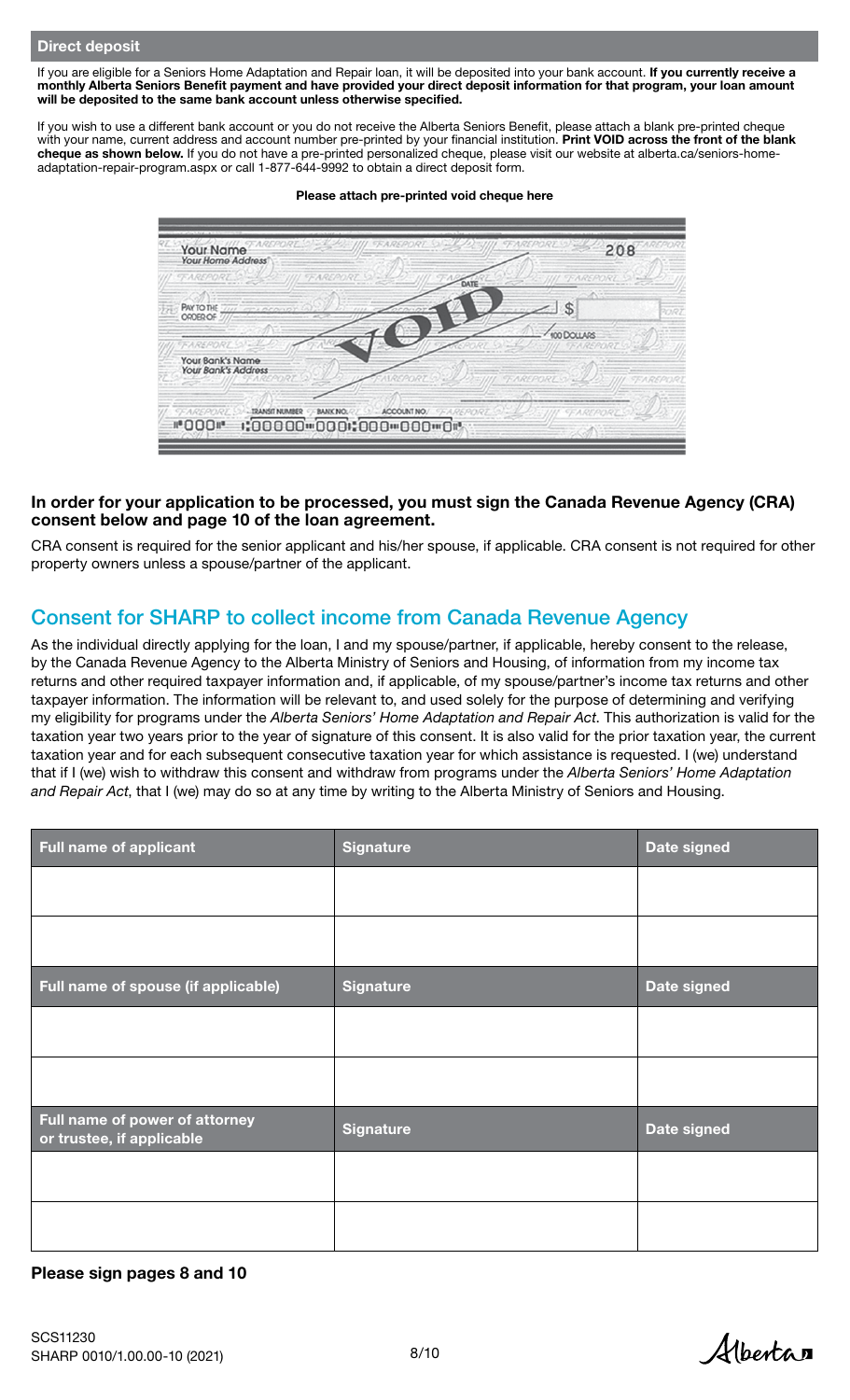## Direct deposit

If you are eligible for a Seniors Home Adaptation and Repair loan, it will be deposited into your bank account. **If you currently receive a monthly Alberta Seniors Benefit payment and have provided your direct deposit information for that program, your loan amount will be deposited to the same bank account unless otherwise specified.**

If you wish to use a different bank account or you do not receive the Alberta Seniors Benefit, please attach a blank pre-printed cheque with your name, current address and account number pre-printed by your financial institution. **Print VOID across the front of the blank cheque as shown below.** If you do not have a pre-printed personalized cheque, please visit our website at alberta.ca/seniors-home-adaptation-repair-program.aspx or call 1-877-644-9992 to obtain a direct deposit form.

**Please attach pre-printed void cheque here**

**In order for your application to be processed, you must sign the Canada Revenue Agency (CRA) consent below and page 10 of the loan agreement.**

CRA consent is required for the senior applicant and his/her spouse, if applicable. CRA consent is not required for other property owners unless a spouse/partner of the applicant.

## Consent for SHARP to collect income from Canada Revenue Agency

As the individual directly applying for the loan, I and my spouse/partner, if applicable, hereby consent to the release, by the Canada Revenue Agency to the Alberta Ministry of Seniors and Housing, of information from my income tax returns and other required taxpayer information and, if applicable, of my spouse/partner's income tax returns and other taxpayer information. The information will be relevant to, and used solely for the purpose of determining and verifying my eligibility for programs under the *Alberta Seniors' Home Adaptation and Repair Act*. This authorization is valid for the taxation year two years prior to the year of signature of this consent. It is also valid for the prior taxation year, the current taxation year and for each subsequent consecutive taxation year for which assistance is requested. I (we) understand that if I (we) wish to withdraw this consent and withdraw from programs under the *Alberta Seniors' Home Adaptation and Repair Act*, that I (we) may do so at any time by writing to the Alberta Ministry of Seniors and Housing.

| Full name of applicant | Signature | Date signed |
|---|---|---|
| | | |
| | | |
| **Full name of spouse (if applicable)** | **Signature** | **Date signed** |
| | | |
| | | |
| **Full name of power of attorney or trustee, if applicable** | **Signature** | **Date signed** |
| | | |
| | | |

**Please sign pages 8 and 10**

SCS11230
SHARP 0010/1.00.00-10 (2021)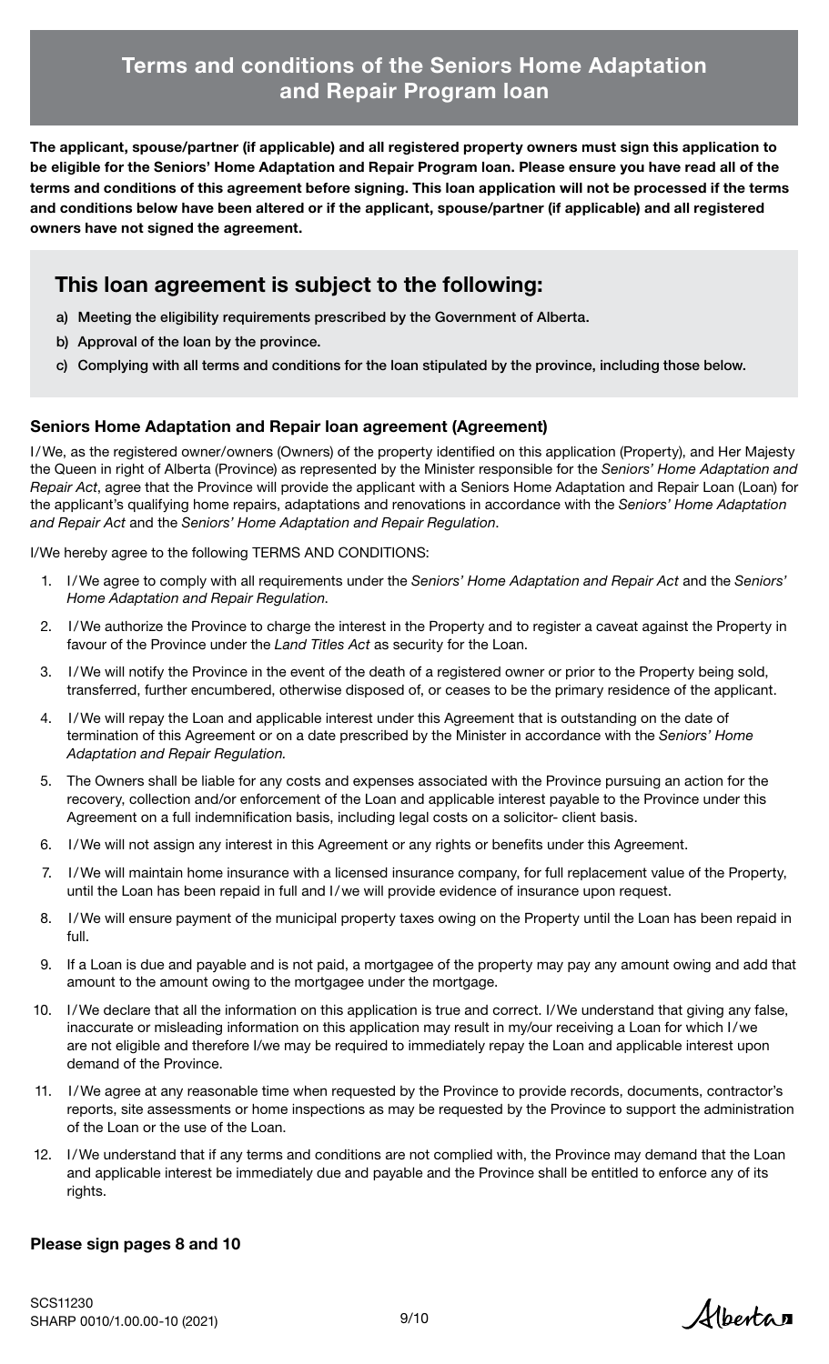# Terms and conditions of the Seniors Home Adaptation and Repair Program loan

**The applicant, spouse/partner (if applicable) and all registered property owners must sign this application to be eligible for the Seniors' Home Adaptation and Repair Program loan. Please ensure you have read all of the terms and conditions of this agreement before signing. This loan application will not be processed if the terms and conditions below have been altered or if the applicant, spouse/partner (if applicable) and all registered owners have not signed the agreement.**

## This loan agreement is subject to the following:

a) Meeting the eligibility requirements prescribed by the Government of Alberta.

b) Approval of the loan by the province.

c) Complying with all terms and conditions for the loan stipulated by the province, including those below.

### Seniors Home Adaptation and Repair loan agreement (Agreement)

I/We, as the registered owner/owners (Owners) of the property identified on this application (Property), and Her Majesty the Queen in right of Alberta (Province) as represented by the Minister responsible for the *Seniors' Home Adaptation and Repair Act*, agree that the Province will provide the applicant with a Seniors Home Adaptation and Repair Loan (Loan) for the applicant's qualifying home repairs, adaptations and renovations in accordance with the *Seniors' Home Adaptation and Repair Act* and the *Seniors' Home Adaptation and Repair Regulation*.

I/We hereby agree to the following TERMS AND CONDITIONS:

1. I/We agree to comply with all requirements under the *Seniors' Home Adaptation and Repair Act* and the *Seniors' Home Adaptation and Repair Regulation*.
2. I/We authorize the Province to charge the interest in the Property and to register a caveat against the Property in favour of the Province under the *Land Titles Act* as security for the Loan.
3. I/We will notify the Province in the event of the death of a registered owner or prior to the Property being sold, transferred, further encumbered, otherwise disposed of, or ceases to be the primary residence of the applicant.
4. I/We will repay the Loan and applicable interest under this Agreement that is outstanding on the date of termination of this Agreement or on a date prescribed by the Minister in accordance with the *Seniors' Home Adaptation and Repair Regulation*.
5. The Owners shall be liable for any costs and expenses associated with the Province pursuing an action for the recovery, collection and/or enforcement of the Loan and applicable interest payable to the Province under this Agreement on a full indemnification basis, including legal costs on a solicitor- client basis.
6. I/We will not assign any interest in this Agreement or any rights or benefits under this Agreement.
7. I/We will maintain home insurance with a licensed insurance company, for full replacement value of the Property, until the Loan has been repaid in full and I/we will provide evidence of insurance upon request.
8. I/We will ensure payment of the municipal property taxes owing on the Property until the Loan has been repaid in full.
9. If a Loan is due and payable and is not paid, a mortgagee of the property may pay any amount owing and add that amount to the amount owing to the mortgagee under the mortgage.
10. I/We declare that all the information on this application is true and correct. I/We understand that giving any false, inaccurate or misleading information on this application may result in my/our receiving a Loan for which I/we are not eligible and therefore I/we may be required to immediately repay the Loan and applicable interest upon demand of the Province.
11. I/We agree at any reasonable time when requested by the Province to provide records, documents, contractor's reports, site assessments or home inspections as may be requested by the Province to support the administration of the Loan or the use of the Loan.
12. I/We understand that if any terms and conditions are not complied with, the Province may demand that the Loan and applicable interest be immediately due and payable and the Province shall be entitled to enforce any of its rights.

**Please sign pages 8 and 10**

SCS11230
SHARP 0010/1.00.00-10 (2021)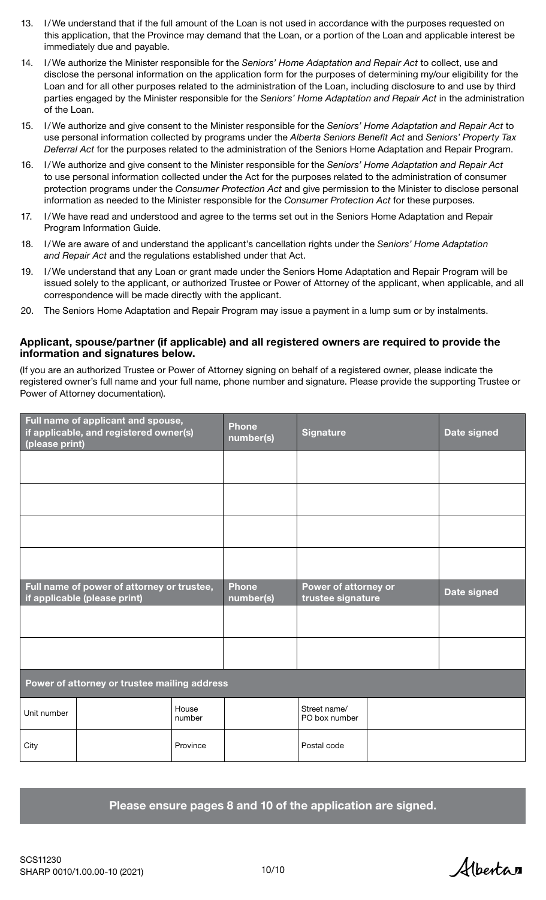13. I/We understand that if the full amount of the Loan is not used in accordance with the purposes requested on this application, that the Province may demand that the Loan, or a portion of the Loan and applicable interest be immediately due and payable.
14. I/We authorize the Minister responsible for the *Seniors' Home Adaptation and Repair Act* to collect, use and disclose the personal information on the application form for the purposes of determining my/our eligibility for the Loan and for all other purposes related to the administration of the Loan, including disclosure to and use by third parties engaged by the Minister responsible for the *Seniors' Home Adaptation and Repair Act* in the administration of the Loan.
15. I/We authorize and give consent to the Minister responsible for the *Seniors' Home Adaptation and Repair Act* to use personal information collected by programs under the *Alberta Seniors Benefit Act* and *Seniors' Property Tax Deferral Act* for the purposes related to the administration of the Seniors Home Adaptation and Repair Program.
16. I/We authorize and give consent to the Minister responsible for the *Seniors' Home Adaptation and Repair Act* to use personal information collected under the Act for the purposes related to the administration of consumer protection programs under the *Consumer Protection Act* and give permission to the Minister to disclose personal information as needed to the Minister responsible for the *Consumer Protection Act* for these purposes.
17. I/We have read and understood and agree to the terms set out in the Seniors Home Adaptation and Repair Program Information Guide.
18. I/We are aware of and understand the applicant's cancellation rights under the *Seniors' Home Adaptation and Repair Act* and the regulations established under that Act.
19. I/We understand that any Loan or grant made under the Seniors Home Adaptation and Repair Program will be issued solely to the applicant, or authorized Trustee or Power of Attorney of the applicant, when applicable, and all correspondence will be made directly with the applicant.
20. The Seniors Home Adaptation and Repair Program may issue a payment in a lump sum or by instalments.

**Applicant, spouse/partner (if applicable) and all registered owners are required to provide the information and signatures below.**

(If you are an authorized Trustee or Power of Attorney signing on behalf of a registered owner, please indicate the registered owner's full name and your full name, phone number and signature. Please provide the supporting Trustee or Power of Attorney documentation).

| Full name of applicant and spouse, if applicable, and registered owner(s) (please print) | Phone number(s) | Signature | Date signed |
|---|---|---|---|
| | | | |
| | | | |
| | | | |
| | | | |

| Full name of power of attorney or trustee, if applicable (please print) | Phone number(s) | Power of attorney or trustee signature | Date signed |
|---|---|---|---|
| | | | |
| | | | |

| Power of attorney or trustee mailing address | | | | | |
|---|---|---|---|---|---|
| Unit number | | House number | | Street name/ PO box number | |
| City | | Province | | Postal code | |

**Please ensure pages 8 and 10 of the application are signed.**

SCS11230
SHARP 0010/1.00.00-10 (2021)